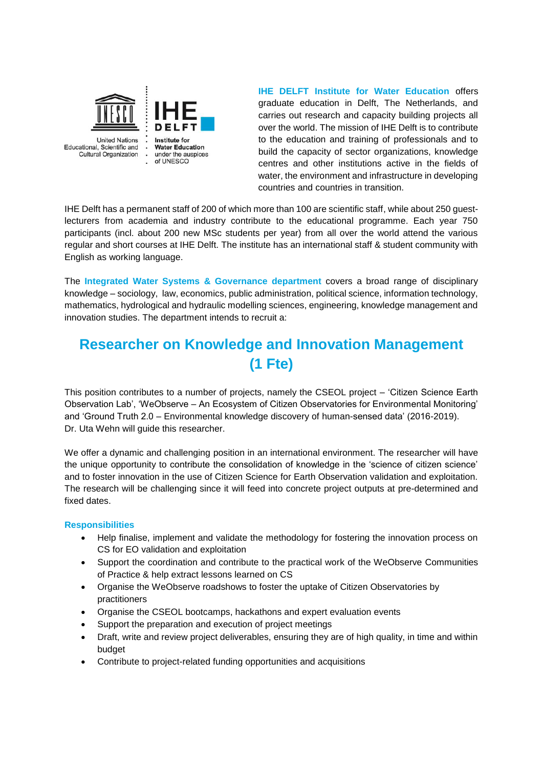United Nations Educational, Scientific and Cultural Organization

IHE DELFT Institute for Water Education under the auspices of UNESCO

**IHE DELFT Institute for Water Education** offers graduate education in Delft, The Netherlands, and carries out research and capacity building projects all over the world. The mission of IHE Delft is to contribute to the education and training of professionals and to build the capacity of sector organizations, knowledge centres and other institutions active in the fields of water, the environment and infrastructure in developing countries and countries in transition.

IHE Delft has a permanent staff of 200 of which more than 100 are scientific staff, while about 250 guest-lecturers from academia and industry contribute to the educational programme. Each year 750 participants (incl. about 200 new MSc students per year) from all over the world attend the various regular and short courses at IHE Delft. The institute has an international staff & student community with English as working language.

The **Integrated Water Systems & Governance department** covers a broad range of disciplinary knowledge – sociology, law, economics, public administration, political science, information technology, mathematics, hydrological and hydraulic modelling sciences, engineering, knowledge management and innovation studies. The department intends to recruit a:

# Researcher on Knowledge and Innovation Management (1 Fte)

This position contributes to a number of projects, namely the CSEOL project – 'Citizen Science Earth Observation Lab', 'WeObserve – An Ecosystem of Citizen Observatories for Environmental Monitoring' and 'Ground Truth 2.0 – Environmental knowledge discovery of human-sensed data' (2016-2019). Dr. Uta Wehn will guide this researcher.

We offer a dynamic and challenging position in an international environment. The researcher will have the unique opportunity to contribute the consolidation of knowledge in the 'science of citizen science' and to foster innovation in the use of Citizen Science for Earth Observation validation and exploitation. The research will be challenging since it will feed into concrete project outputs at pre-determined and fixed dates.

### Responsibilities

- Help finalise, implement and validate the methodology for fostering the innovation process on CS for EO validation and exploitation
- Support the coordination and contribute to the practical work of the WeObserve Communities of Practice & help extract lessons learned on CS
- Organise the WeObserve roadshows to foster the uptake of Citizen Observatories by practitioners
- Organise the CSEOL bootcamps, hackathons and expert evaluation events
- Support the preparation and execution of project meetings
- Draft, write and review project deliverables, ensuring they are of high quality, in time and within budget
- Contribute to project-related funding opportunities and acquisitions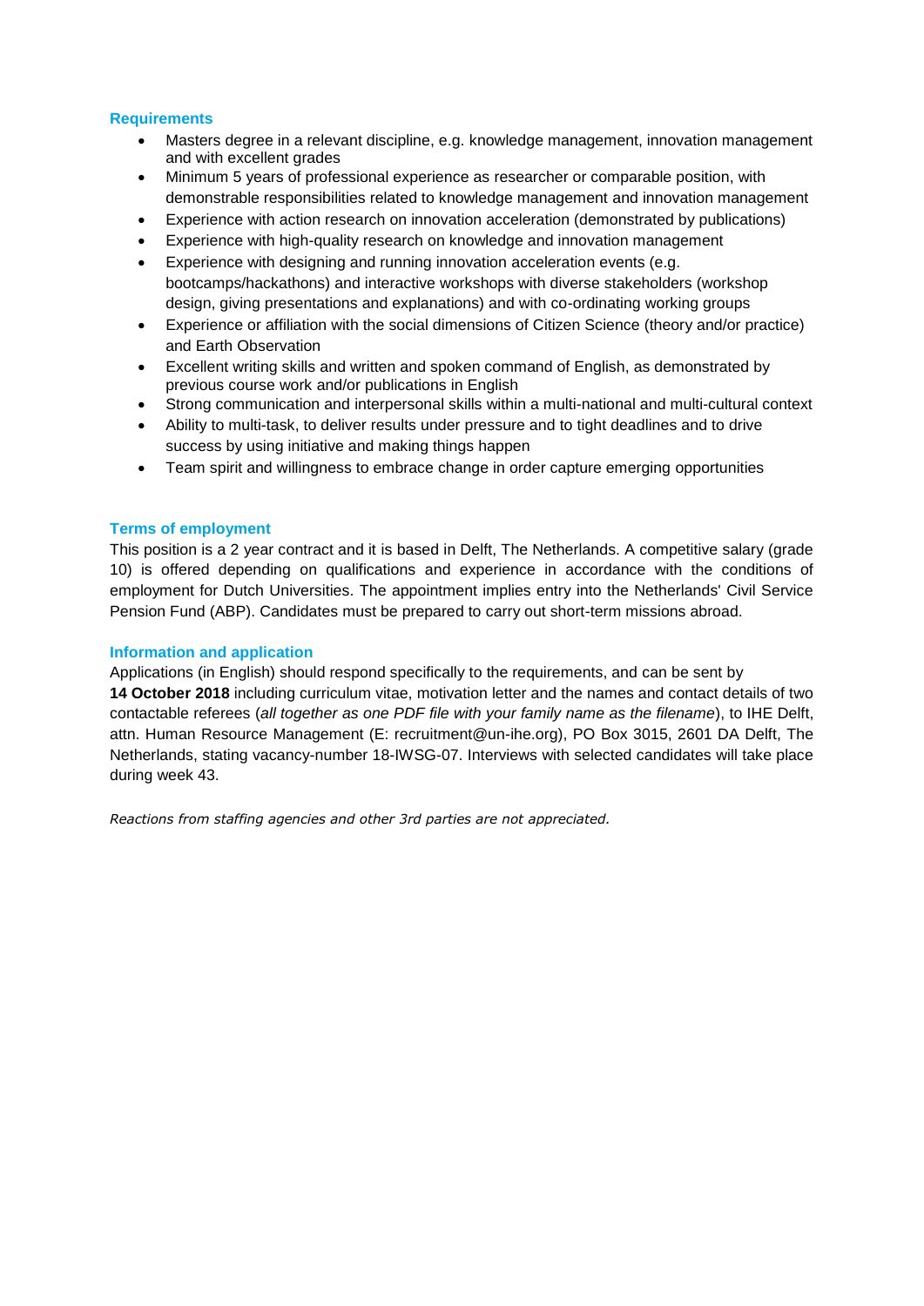### Requirements

- Masters degree in a relevant discipline, e.g. knowledge management, innovation management and with excellent grades
- Minimum 5 years of professional experience as researcher or comparable position, with demonstrable responsibilities related to knowledge management and innovation management
- Experience with action research on innovation acceleration (demonstrated by publications)
- Experience with high-quality research on knowledge and innovation management
- Experience with designing and running innovation acceleration events (e.g. bootcamps/hackathons) and interactive workshops with diverse stakeholders (workshop design, giving presentations and explanations) and with co-ordinating working groups
- Experience or affiliation with the social dimensions of Citizen Science (theory and/or practice) and Earth Observation
- Excellent writing skills and written and spoken command of English, as demonstrated by previous course work and/or publications in English
- Strong communication and interpersonal skills within a multi-national and multi-cultural context
- Ability to multi-task, to deliver results under pressure and to tight deadlines and to drive success by using initiative and making things happen
- Team spirit and willingness to embrace change in order capture emerging opportunities

### Terms of employment

This position is a 2 year contract and it is based in Delft, The Netherlands. A competitive salary (grade 10) is offered depending on qualifications and experience in accordance with the conditions of employment for Dutch Universities. The appointment implies entry into the Netherlands' Civil Service Pension Fund (ABP). Candidates must be prepared to carry out short-term missions abroad.

### Information and application

Applications (in English) should respond specifically to the requirements, and can be sent by **14 October 2018** including curriculum vitae, motivation letter and the names and contact details of two contactable referees (*all together as one PDF file with your family name as the filename*), to IHE Delft, attn. Human Resource Management (E: recruitment@un-ihe.org), PO Box 3015, 2601 DA Delft, The Netherlands, stating vacancy-number 18-IWSG-07. Interviews with selected candidates will take place during week 43.

*Reactions from staffing agencies and other 3rd parties are not appreciated.*